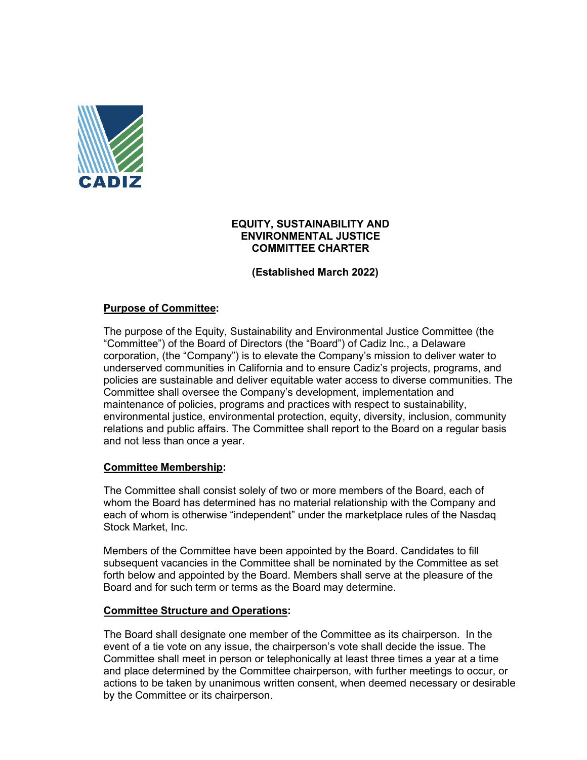CADIZ

# EQUITY, SUSTAINABILITY AND ENVIRONMENTAL JUSTICE COMMITTEE CHARTER

**(Established March 2022)**

**Purpose of Committee:**

The purpose of the Equity, Sustainability and Environmental Justice Committee (the "Committee") of the Board of Directors (the "Board") of Cadiz Inc., a Delaware corporation, (the "Company") is to elevate the Company's mission to deliver water to underserved communities in California and to ensure Cadiz's projects, programs, and policies are sustainable and deliver equitable water access to diverse communities. The Committee shall oversee the Company's development, implementation and maintenance of policies, programs and practices with respect to sustainability, environmental justice, environmental protection, equity, diversity, inclusion, community relations and public affairs. The Committee shall report to the Board on a regular basis and not less than once a year.

**Committee Membership:**

The Committee shall consist solely of two or more members of the Board, each of whom the Board has determined has no material relationship with the Company and each of whom is otherwise "independent" under the marketplace rules of the Nasdaq Stock Market, Inc.

Members of the Committee have been appointed by the Board. Candidates to fill subsequent vacancies in the Committee shall be nominated by the Committee as set forth below and appointed by the Board. Members shall serve at the pleasure of the Board and for such term or terms as the Board may determine.

**Committee Structure and Operations:**

The Board shall designate one member of the Committee as its chairperson. In the event of a tie vote on any issue, the chairperson's vote shall decide the issue. The Committee shall meet in person or telephonically at least three times a year at a time and place determined by the Committee chairperson, with further meetings to occur, or actions to be taken by unanimous written consent, when deemed necessary or desirable by the Committee or its chairperson.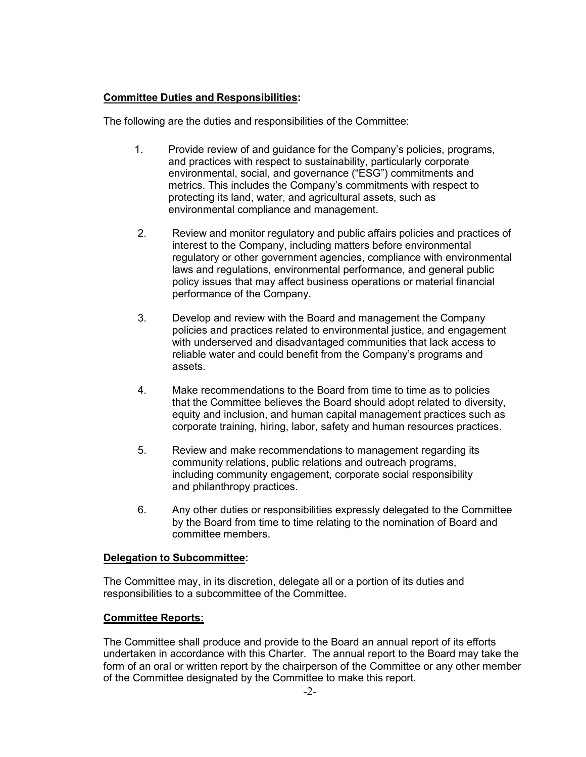**Committee Duties and Responsibilities:**

The following are the duties and responsibilities of the Committee:

1. Provide review of and guidance for the Company's policies, programs, and practices with respect to sustainability, particularly corporate environmental, social, and governance ("ESG") commitments and metrics. This includes the Company's commitments with respect to protecting its land, water, and agricultural assets, such as environmental compliance and management.

2. Review and monitor regulatory and public affairs policies and practices of interest to the Company, including matters before environmental regulatory or other government agencies, compliance with environmental laws and regulations, environmental performance, and general public policy issues that may affect business operations or material financial performance of the Company.

3. Develop and review with the Board and management the Company policies and practices related to environmental justice, and engagement with underserved and disadvantaged communities that lack access to reliable water and could benefit from the Company's programs and assets.

4. Make recommendations to the Board from time to time as to policies that the Committee believes the Board should adopt related to diversity, equity and inclusion, and human capital management practices such as corporate training, hiring, labor, safety and human resources practices.

5. Review and make recommendations to management regarding its community relations, public relations and outreach programs, including community engagement, corporate social responsibility and philanthropy practices.

6. Any other duties or responsibilities expressly delegated to the Committee by the Board from time to time relating to the nomination of Board and committee members.

**Delegation to Subcommittee:**

The Committee may, in its discretion, delegate all or a portion of its duties and responsibilities to a subcommittee of the Committee.

**Committee Reports:**

The Committee shall produce and provide to the Board an annual report of its efforts undertaken in accordance with this Charter. The annual report to the Board may take the form of an oral or written report by the chairperson of the Committee or any other member of the Committee designated by the Committee to make this report.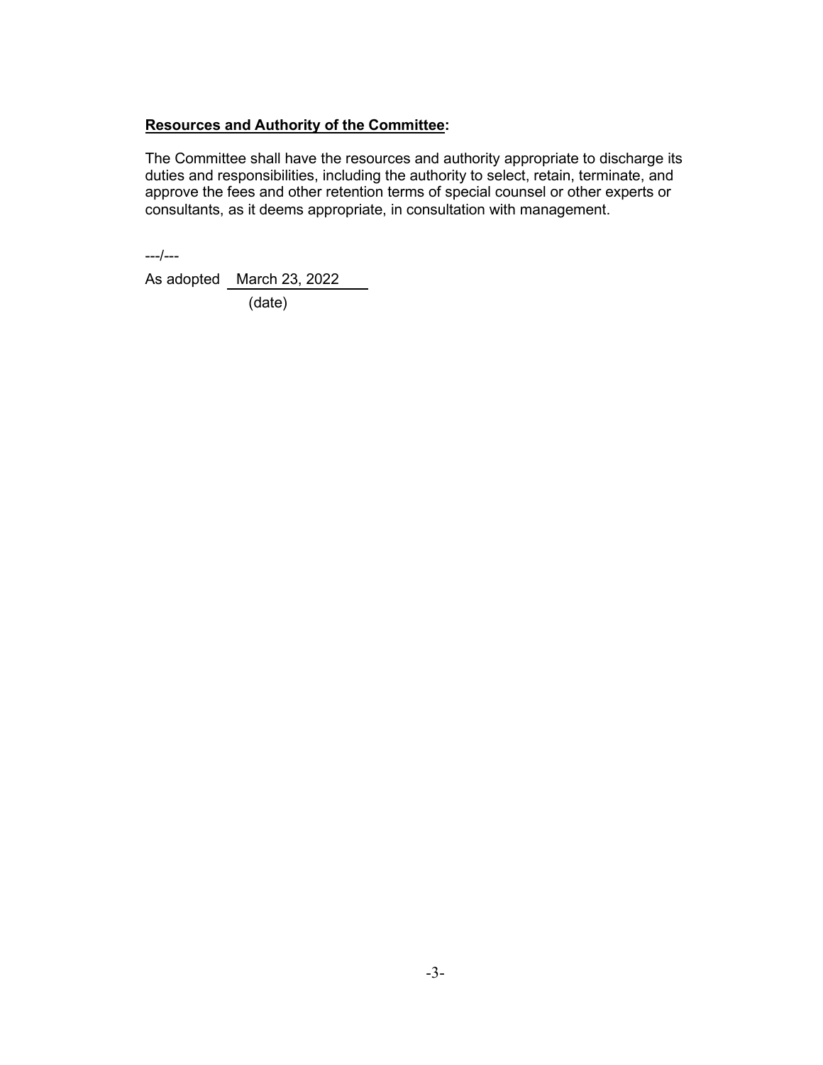**<u>Resources and Authority of the Committee</u>:**

The Committee shall have the resources and authority appropriate to discharge its duties and responsibilities, including the authority to select, retain, terminate, and approve the fees and other retention terms of special counsel or other experts or consultants, as it deems appropriate, in consultation with management.

---/---

As adopted <u>March 23, 2022</u>
(date)